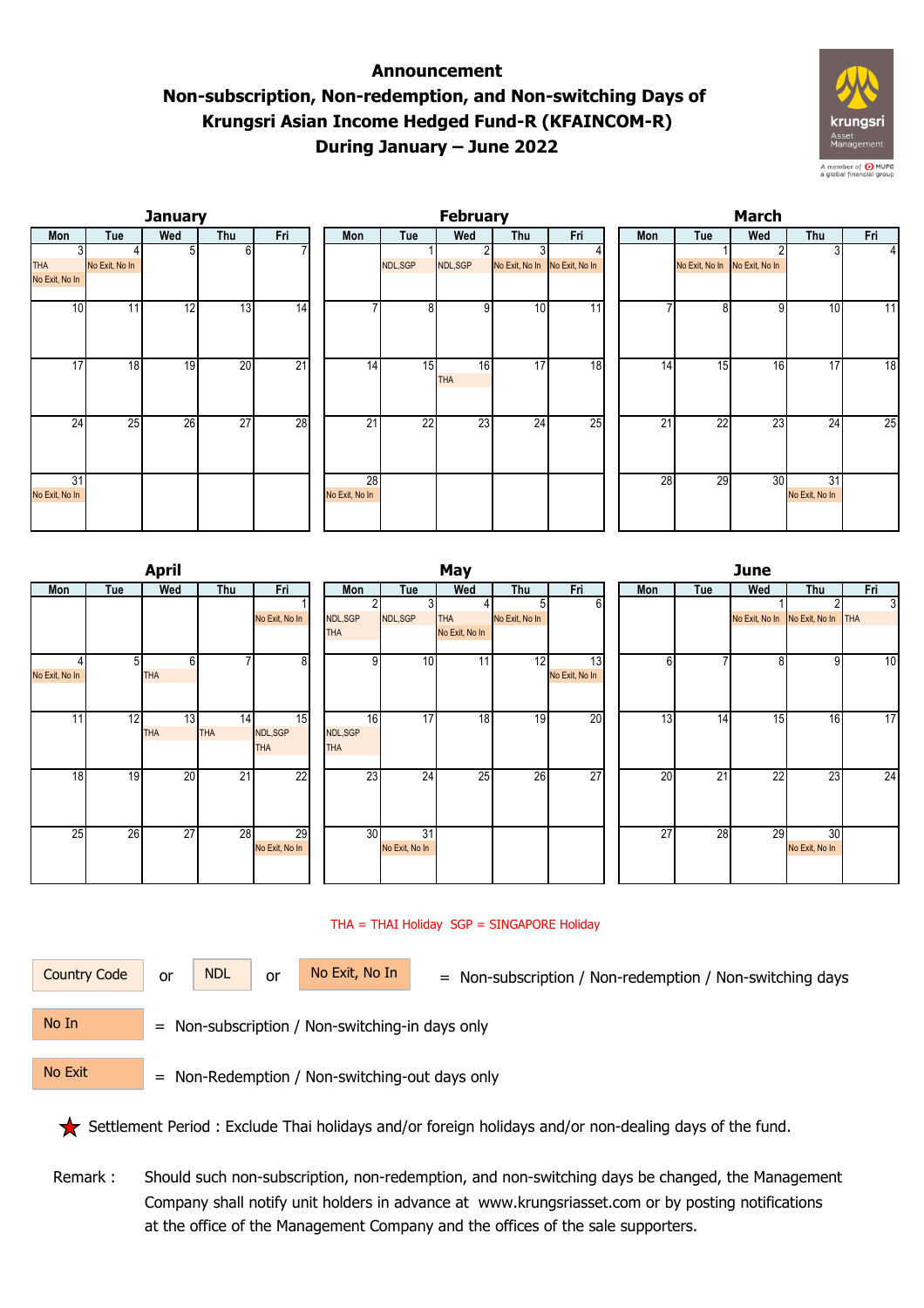# Announcement
# Non-subscription, Non-redemption, and Non-switching Days of Krungsri Asian Income Hedged Fund-R (KFAINCOM-R) During January – June 2022

### January

| Mon | Tue | Wed | Thu | Fri |
|---|---|---|---|---|
| 3 THA No Exit, No In | 4 No Exit, No In | 5 | 6 | 7 |
| 10 | 11 | 12 | 13 | 14 |
| 17 | 18 | 19 | 20 | 21 |
| 24 | 25 | 26 | 27 | 28 |
| 31 No Exit, No In | | | | |

### February

| Mon | Tue | Wed | Thu | Fri |
|---|---|---|---|---|
| | 1 NDL,SGP | 2 NDL,SGP | 3 No Exit, No In | 4 No Exit, No In |
| 7 | 8 | 9 | 10 | 11 |
| 14 | 15 | 16 THA | 17 | 18 |
| 21 | 22 | 23 | 24 | 25 |
| 28 No Exit, No In | | | | |

### March

| Mon | Tue | Wed | Thu | Fri |
|---|---|---|---|---|
| | 1 No Exit, No In | 2 No Exit, No In | 3 | 4 |
| 7 | 8 | 9 | 10 | 11 |
| 14 | 15 | 16 | 17 | 18 |
| 21 | 22 | 23 | 24 | 25 |
| 28 | 29 | 30 | 31 No Exit, No In | |

### April

| Mon | Tue | Wed | Thu | Fri |
|---|---|---|---|---|
| | | | | 1 No Exit, No In |
| 4 No Exit, No In | 5 | 6 THA | 7 | 8 |
| 11 | 12 | 13 THA | 14 THA | 15 NDL,SGP THA |
| 18 | 19 | 20 | 21 | 22 |
| 25 | 26 | 27 | 28 | 29 No Exit, No In |

### May

| Mon | Tue | Wed | Thu | Fri |
|---|---|---|---|---|
| 2 NDL,SGP THA | 3 NDL,SGP | 4 THA No Exit, No In | 5 No Exit, No In | 6 |
| 9 | 10 | 11 | 12 | 13 No Exit, No In |
| 16 NDL,SGP THA | 17 | 18 | 19 | 20 |
| 23 | 24 | 25 | 26 | 27 |
| 30 | 31 No Exit, No In | | | |

### June

| Mon | Tue | Wed | Thu | Fri |
|---|---|---|---|---|
| | | 1 No Exit, No In | 2 No Exit, No In | 3 THA |
| 6 | 7 | 8 | 9 | 10 |
| 13 | 14 | 15 | 16 | 17 |
| 20 | 21 | 22 | 23 | 24 |
| 27 | 28 | 29 | 30 No Exit, No In | |

THA = THAI Holiday SGP = SINGAPORE Holiday

Country Code or NDL or No Exit, No In = Non-subscription / Non-redemption / Non-switching days

No In = Non-subscription / Non-switching-in days only

No Exit = Non-Redemption / Non-switching-out days only

★ Settlement Period : Exclude Thai holidays and/or foreign holidays and/or non-dealing days of the fund.

Remark : Should such non-subscription, non-redemption, and non-switching days be changed, the Management Company shall notify unit holders in advance at www.krungsriasset.com or by posting notifications at the office of the Management Company and the offices of the sale supporters.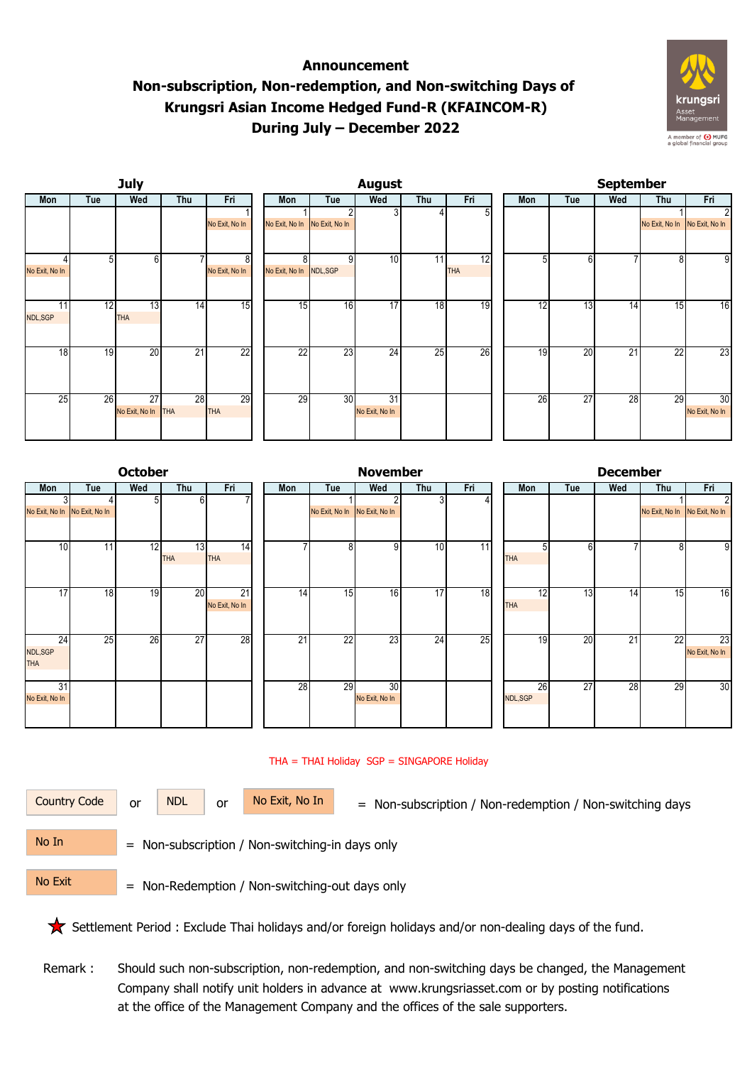# Announcement
## Non-subscription, Non-redemption, and Non-switching Days of Krungsri Asian Income Hedged Fund-R (KFAINCOM-R) During July – December 2022

### July

| Mon | Tue | Wed | Thu | Fri |
|---|---|---|---|---|
| | | | | 1 No Exit, No In |
| 4 No Exit, No In | 5 | 6 | 7 | 8 No Exit, No In |
| 11 NDL,SGP | 12 | 13 THA | 14 | 15 |
| 18 | 19 | 20 | 21 | 22 |
| 25 | 26 | 27 No Exit, No In | 28 THA | 29 THA |

### August

| Mon | Tue | Wed | Thu | Fri |
|---|---|---|---|---|
| 1 No Exit, No In | 2 No Exit, No In | 3 | 4 | 5 |
| 8 No Exit, No In | 9 NDL,SGP | 10 | 11 | 12 THA |
| 15 | 16 | 17 | 18 | 19 |
| 22 | 23 | 24 | 25 | 26 |
| 29 | 30 | 31 No Exit, No In | | |

### September

| Mon | Tue | Wed | Thu | Fri |
|---|---|---|---|---|
| | | | 1 No Exit, No In | 2 No Exit, No In |
| 5 | 6 | 7 | 8 | 9 |
| 12 | 13 | 14 | 15 | 16 |
| 19 | 20 | 21 | 22 | 23 |
| 26 | 27 | 28 | 29 | 30 No Exit, No In |

### October

| Mon | Tue | Wed | Thu | Fri |
|---|---|---|---|---|
| 3 No Exit, No In | 4 No Exit, No In | 5 | 6 | 7 |
| 10 | 11 | 12 | 13 THA | 14 THA |
| 17 | 18 | 19 | 20 | 21 No Exit, No In |
| 24 NDL,SGP THA | 25 | 26 | 27 | 28 |
| 31 No Exit, No In | | | | |

### November

| Mon | Tue | Wed | Thu | Fri |
|---|---|---|---|---|
| | 1 No Exit, No In | 2 No Exit, No In | 3 | 4 |
| 7 | 8 | 9 | 10 | 11 |
| 14 | 15 | 16 | 17 | 18 |
| 21 | 22 | 23 | 24 | 25 |
| 28 | 29 | 30 No Exit, No In | | |

### December

| Mon | Tue | Wed | Thu | Fri |
|---|---|---|---|---|
| | | | 1 No Exit, No In | 2 No Exit, No In |
| 5 THA | 6 | 7 | 8 | 9 |
| 12 THA | 13 | 14 | 15 | 16 |
| 19 | 20 | 21 | 22 | 23 No Exit, No In |
| 26 NDL,SGP | 27 | 28 | 29 | 30 |

THA = THAI Holiday SGP = SINGAPORE Holiday

Country Code or NDL or No Exit, No In = Non-subscription / Non-redemption / Non-switching days

No In = Non-subscription / Non-switching-in days only

No Exit = Non-Redemption / Non-switching-out days only

★ Settlement Period : Exclude Thai holidays and/or foreign holidays and/or non-dealing days of the fund.

Remark : Should such non-subscription, non-redemption, and non-switching days be changed, the Management Company shall notify unit holders in advance at www.krungsriasset.com or by posting notifications at the office of the Management Company and the offices of the sale supporters.